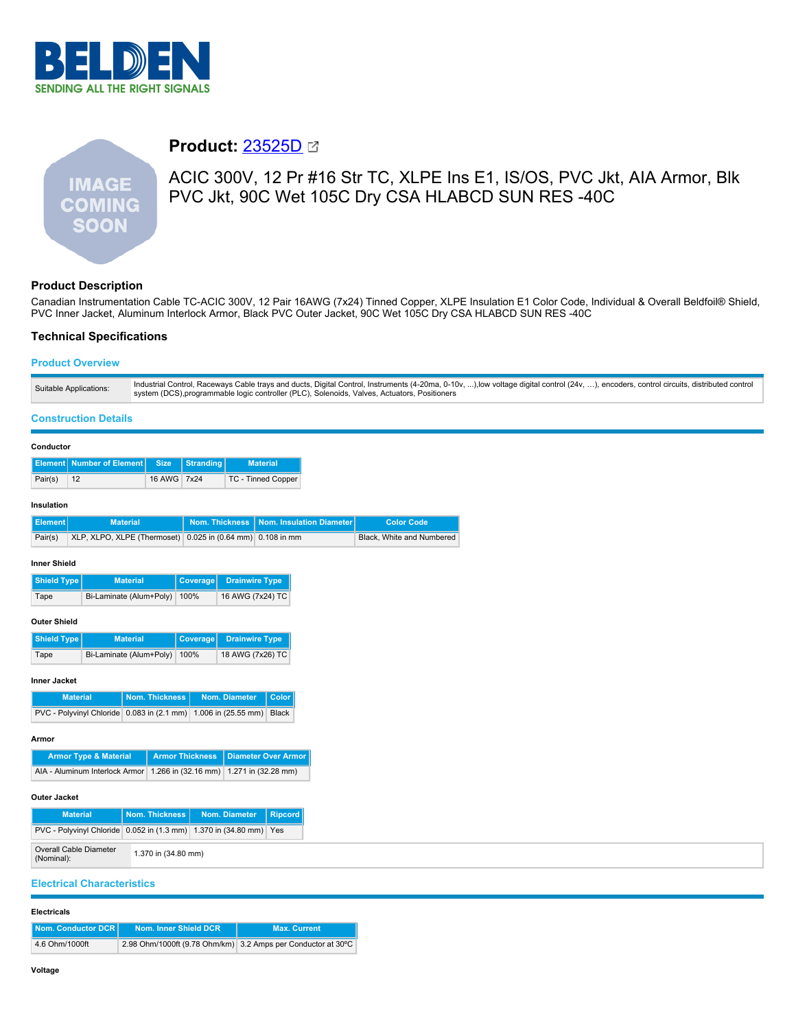# Product: 23525D

ACIC 300V, 12 Pr #16 Str TC, XLPE Ins E1, IS/OS, PVC Jkt, AIA Armor, Blk PVC Jkt, 90C Wet 105C Dry CSA HLABCD SUN RES -40C

## Product Description

Canadian Instrumentation Cable TC-ACIC 300V, 12 Pair 16AWG (7x24) Tinned Copper, XLPE Insulation E1 Color Code, Individual & Overall Beldfoil® Shield, PVC Inner Jacket, Aluminum Interlock Armor, Black PVC Outer Jacket, 90C Wet 105C Dry CSA HLABCD SUN RES -40C

## Technical Specifications

### Product Overview

| | |
|---|---|
| Suitable Applications: | Industrial Control, Raceways Cable trays and ducts, Digital Control, Instruments (4-20ma, 0-10v, ...),low voltage digital control (24v, …), encoders, control circuits, distributed control system (DCS),programmable logic controller (PLC), Solenoids, Valves, Actuators, Positioners |

### Construction Details

#### Conductor

| Element | Number of Element | Size | Stranding | Material |
|---|---|---|---|---|
| Pair(s) | 12 | 16 AWG | 7x24 | TC - Tinned Copper |

#### Insulation

| Element | Material | Nom. Thickness | Nom. Insulation Diameter | Color Code |
|---|---|---|---|---|
| Pair(s) | XLP, XLPO, XLPE (Thermoset) | 0.025 in (0.64 mm) | 0.108 in mm | Black, White and Numbered |

#### Inner Shield

| Shield Type | Material | Coverage | Drainwire Type |
|---|---|---|---|
| Tape | Bi-Laminate (Alum+Poly) | 100% | 16 AWG (7x24) TC |

#### Outer Shield

| Shield Type | Material | Coverage | Drainwire Type |
|---|---|---|---|
| Tape | Bi-Laminate (Alum+Poly) | 100% | 18 AWG (7x26) TC |

#### Inner Jacket

| Material | Nom. Thickness | Nom. Diameter | Color |
|---|---|---|---|
| PVC - Polyvinyl Chloride | 0.083 in (2.1 mm) | 1.006 in (25.55 mm) | Black |

#### Armor

| Armor Type & Material | Armor Thickness | Diameter Over Armor |
|---|---|---|
| AIA - Aluminum Interlock Armor | 1.266 in (32.16 mm) | 1.271 in (32.28 mm) |

#### Outer Jacket

| Material | Nom. Thickness | Nom. Diameter | Ripcord |
|---|---|---|---|
| PVC - Polyvinyl Chloride | 0.052 in (1.3 mm) | 1.370 in (34.80 mm) | Yes |

| | |
|---|---|
| Overall Cable Diameter (Nominal): | 1.370 in (34.80 mm) |

### Electrical Characteristics

#### Electricals

| Nom. Conductor DCR | Nom. Inner Shield DCR | Max. Current |
|---|---|---|
| 4.6 Ohm/1000ft | 2.98 Ohm/1000ft (9.78 Ohm/km) | 3.2 Amps per Conductor at 30ºC |

#### Voltage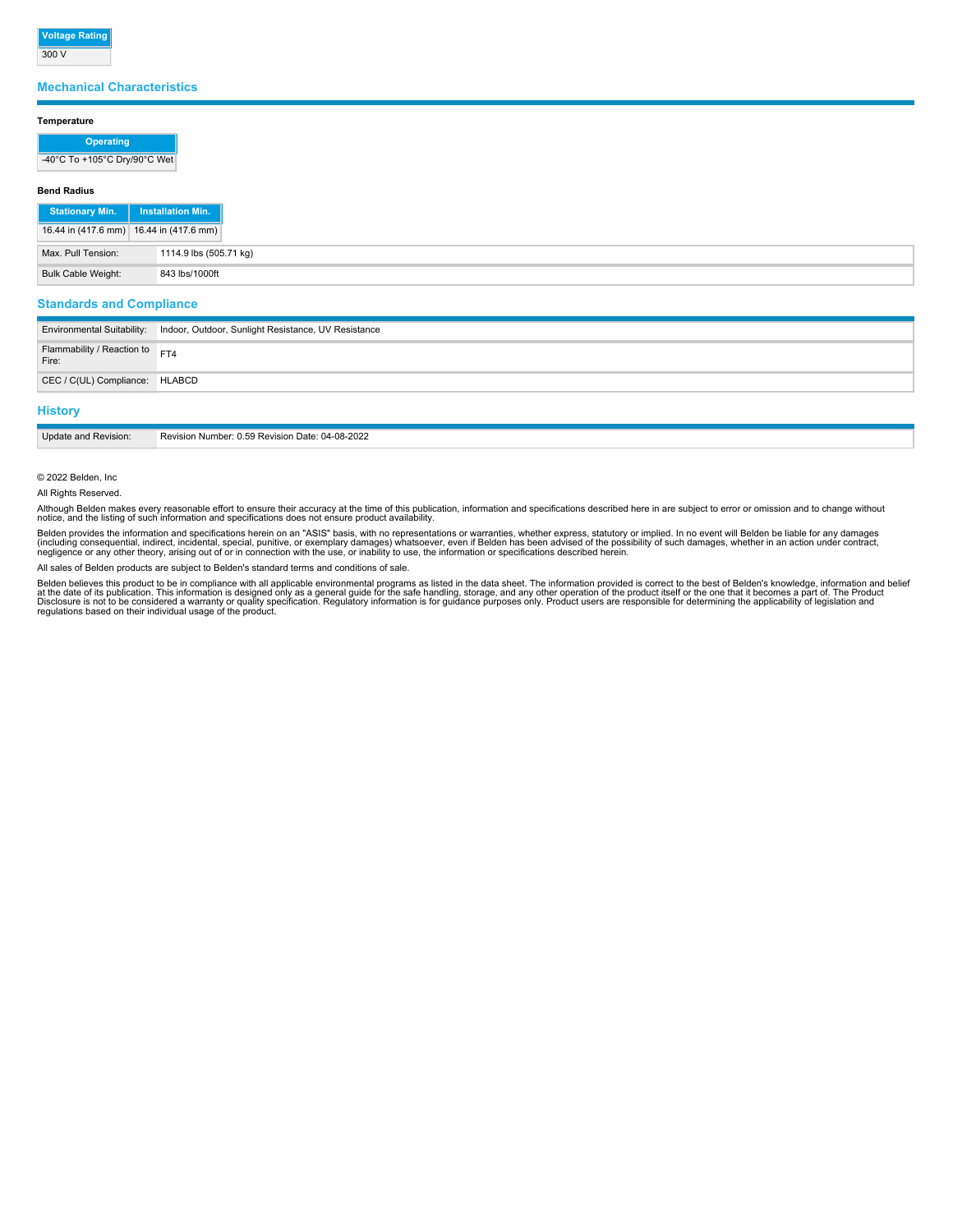| Voltage Rating |
|---|
| 300 V |

## Mechanical Characteristics

**Temperature**

| Operating |
|---|
| -40°C To +105°C Dry/90°C Wet |

**Bend Radius**

| Stationary Min. | Installation Min. |
|---|---|
| 16.44 in (417.6 mm) | 16.44 in (417.6 mm) |

| | |
|---|---|
| Max. Pull Tension: | 1114.9 lbs (505.71 kg) |
| Bulk Cable Weight: | 843 lbs/1000ft |

## Standards and Compliance

| | |
|---|---|
| Environmental Suitability: | Indoor, Outdoor, Sunlight Resistance, UV Resistance |
| Flammability / Reaction to Fire: | FT4 |
| CEC / C(UL) Compliance: | HLABCD |

## History

| | |
|---|---|
| Update and Revision: | Revision Number: 0.59 Revision Date: 04-08-2022 |

© 2022 Belden, Inc

All Rights Reserved.

Although Belden makes every reasonable effort to ensure their accuracy at the time of this publication, information and specifications described here in are subject to error or omission and to change without notice, and the listing of such information and specifications does not ensure product availability.

Belden provides the information and specifications herein on an "ASIS" basis, with no representations or warranties, whether express, statutory or implied. In no event will Belden be liable for any damages (including consequential, indirect, incidental, special, punitive, or exemplary damages) whatsoever, even if Belden has been advised of the possibility of such damages, whether in an action under contract, negligence or any other theory, arising out of or in connection with the use, or inability to use, the information or specifications described herein.

All sales of Belden products are subject to Belden's standard terms and conditions of sale.

Belden believes this product to be in compliance with all applicable environmental programs as listed in the data sheet. The information provided is correct to the best of Belden's knowledge, information and belief at the date of its publication. This information is designed only as a general guide for the safe handling, storage, and any other operation of the product itself or the one that it becomes a part of. The Product Disclosure is not to be considered a warranty or quality specification. Regulatory information is for guidance purposes only. Product users are responsible for determining the applicability of legislation and regulations based on their individual usage of the product.